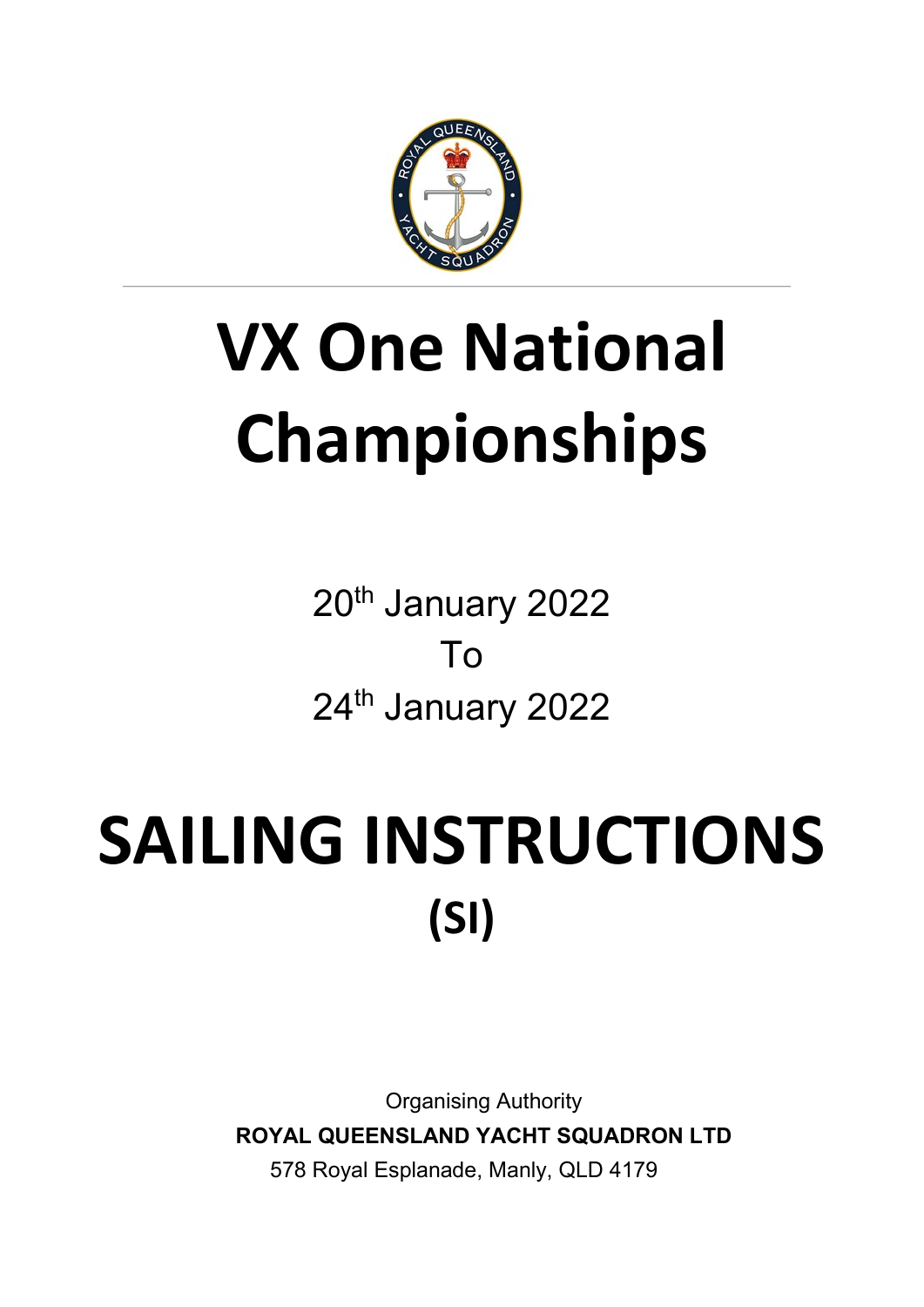# VX One National Championships

20th January 2022
To
24th January 2022

# SAILING INSTRUCTIONS
## (SI)

Organising Authority
**ROYAL QUEENSLAND YACHT SQUADRON LTD**
578 Royal Esplanade, Manly, QLD 4179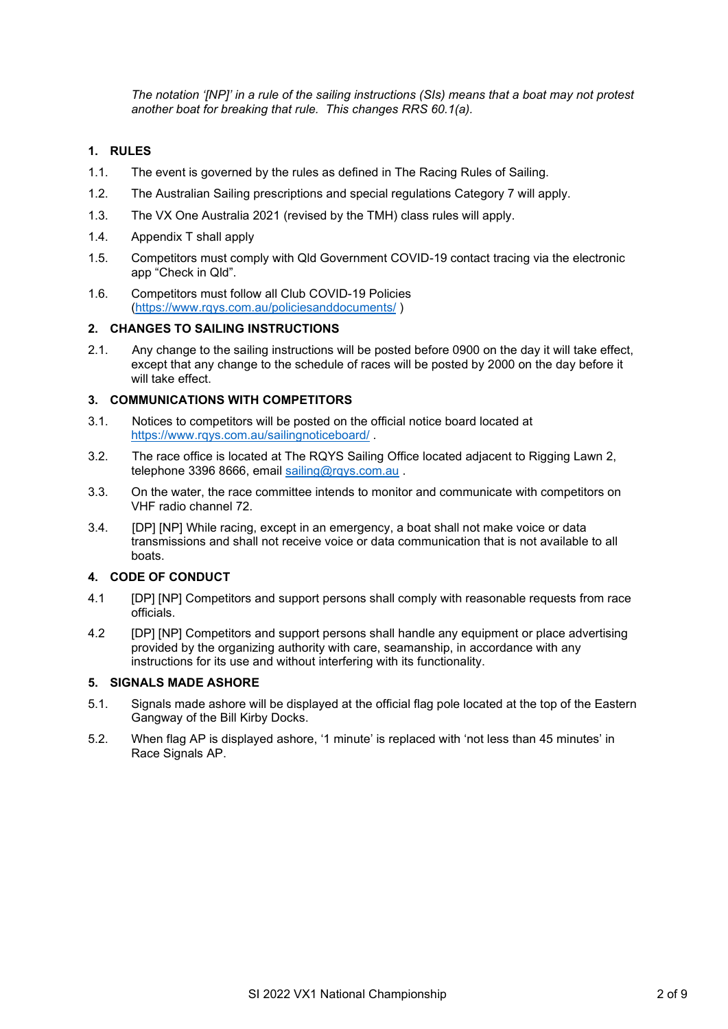*The notation '[NP]' in a rule of the sailing instructions (SIs) means that a boat may not protest another boat for breaking that rule. This changes RRS 60.1(a).*

## 1. RULES

1.1. The event is governed by the rules as defined in The Racing Rules of Sailing.

1.2. The Australian Sailing prescriptions and special regulations Category 7 will apply.

1.3. The VX One Australia 2021 (revised by the TMH) class rules will apply.

1.4. Appendix T shall apply

1.5. Competitors must comply with Qld Government COVID-19 contact tracing via the electronic app "Check in Qld".

1.6. Competitors must follow all Club COVID-19 Policies (https://www.rqys.com.au/policiesanddocuments/ )

## 2. CHANGES TO SAILING INSTRUCTIONS

2.1. Any change to the sailing instructions will be posted before 0900 on the day it will take effect, except that any change to the schedule of races will be posted by 2000 on the day before it will take effect.

## 3. COMMUNICATIONS WITH COMPETITORS

3.1. Notices to competitors will be posted on the official notice board located at https://www.rqys.com.au/sailingnoticeboard/ .

3.2. The race office is located at The RQYS Sailing Office located adjacent to Rigging Lawn 2, telephone 3396 8666, email sailing@rqys.com.au .

3.3. On the water, the race committee intends to monitor and communicate with competitors on VHF radio channel 72.

3.4. [DP] [NP] While racing, except in an emergency, a boat shall not make voice or data transmissions and shall not receive voice or data communication that is not available to all boats.

## 4. CODE OF CONDUCT

4.1 [DP] [NP] Competitors and support persons shall comply with reasonable requests from race officials.

4.2 [DP] [NP] Competitors and support persons shall handle any equipment or place advertising provided by the organizing authority with care, seamanship, in accordance with any instructions for its use and without interfering with its functionality.

## 5. SIGNALS MADE ASHORE

5.1. Signals made ashore will be displayed at the official flag pole located at the top of the Eastern Gangway of the Bill Kirby Docks.

5.2. When flag AP is displayed ashore, '1 minute' is replaced with 'not less than 45 minutes' in Race Signals AP.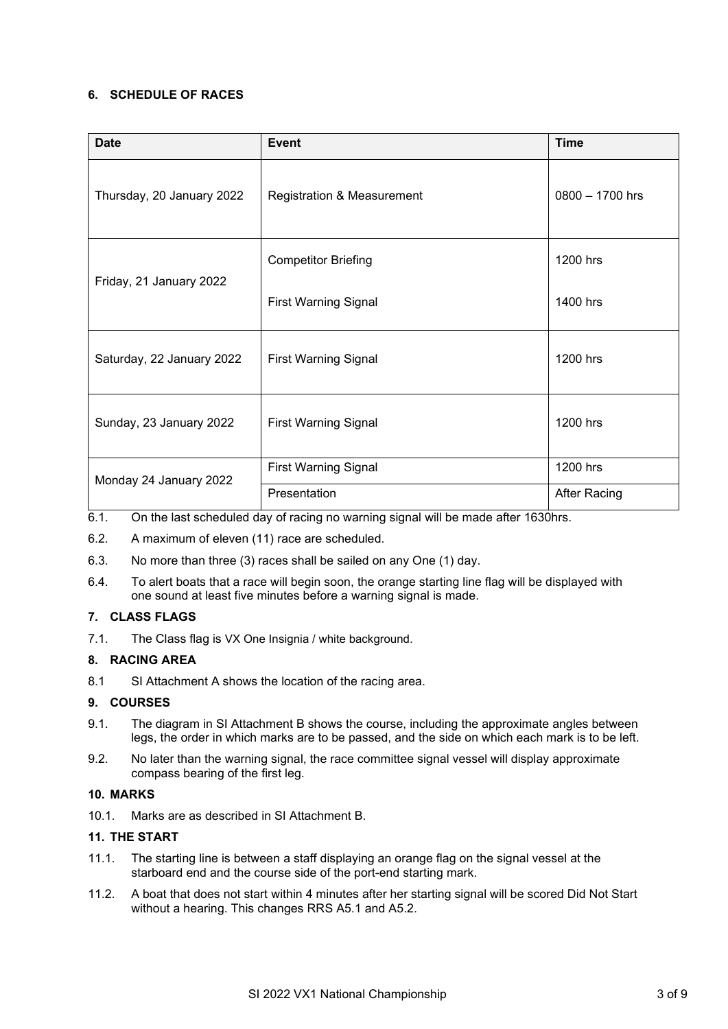## 6. SCHEDULE OF RACES

| Date | Event | Time |
|---|---|---|
| Thursday, 20 January 2022 | Registration & Measurement | 0800 – 1700 hrs |
| Friday, 21 January 2022 | Competitor Briefing | 1200 hrs |
| | First Warning Signal | 1400 hrs |
| Saturday, 22 January 2022 | First Warning Signal | 1200 hrs |
| Sunday, 23 January 2022 | First Warning Signal | 1200 hrs |
| Monday 24 January 2022 | First Warning Signal | 1200 hrs |
| | Presentation | After Racing |

6.1. On the last scheduled day of racing no warning signal will be made after 1630hrs.

6.2. A maximum of eleven (11) race are scheduled.

6.3. No more than three (3) races shall be sailed on any One (1) day.

6.4. To alert boats that a race will begin soon, the orange starting line flag will be displayed with one sound at least five minutes before a warning signal is made.

## 7. CLASS FLAGS

7.1. The Class flag is VX One Insignia / white background.

## 8. RACING AREA

8.1 SI Attachment A shows the location of the racing area.

## 9. COURSES

9.1. The diagram in SI Attachment B shows the course, including the approximate angles between legs, the order in which marks are to be passed, and the side on which each mark is to be left.

9.2. No later than the warning signal, the race committee signal vessel will display approximate compass bearing of the first leg.

## 10. MARKS

10.1. Marks are as described in SI Attachment B.

## 11. THE START

11.1. The starting line is between a staff displaying an orange flag on the signal vessel at the starboard end and the course side of the port-end starting mark.

11.2. A boat that does not start within 4 minutes after her starting signal will be scored Did Not Start without a hearing. This changes RRS A5.1 and A5.2.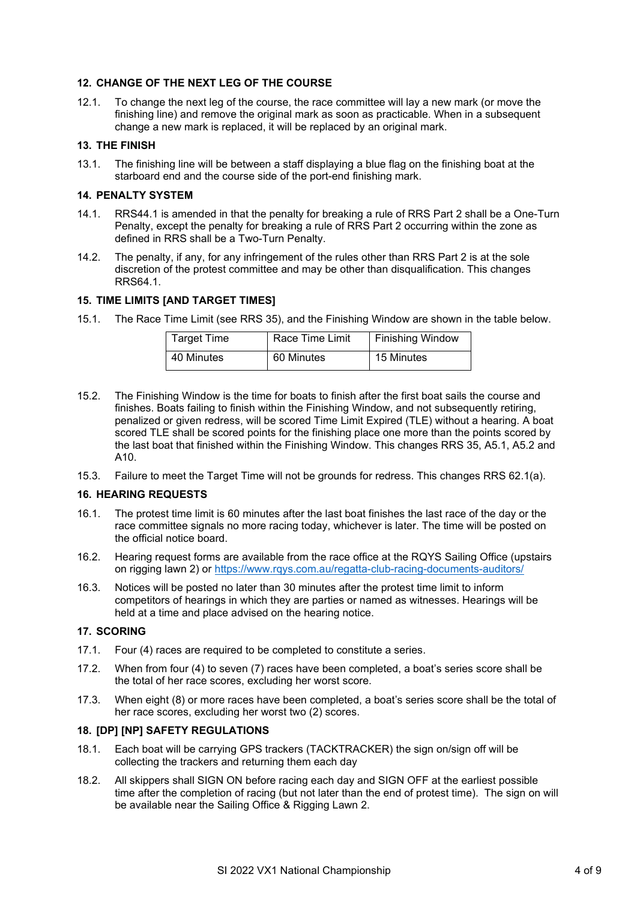## 12. CHANGE OF THE NEXT LEG OF THE COURSE

12.1. To change the next leg of the course, the race committee will lay a new mark (or move the finishing line) and remove the original mark as soon as practicable. When in a subsequent change a new mark is replaced, it will be replaced by an original mark.

## 13. THE FINISH

13.1. The finishing line will be between a staff displaying a blue flag on the finishing boat at the starboard end and the course side of the port-end finishing mark.

## 14. PENALTY SYSTEM

14.1. RRS44.1 is amended in that the penalty for breaking a rule of RRS Part 2 shall be a One-Turn Penalty, except the penalty for breaking a rule of RRS Part 2 occurring within the zone as defined in RRS shall be a Two-Turn Penalty.

14.2. The penalty, if any, for any infringement of the rules other than RRS Part 2 is at the sole discretion of the protest committee and may be other than disqualification. This changes RRS64.1.

## 15. TIME LIMITS [AND TARGET TIMES]

15.1. The Race Time Limit (see RRS 35), and the Finishing Window are shown in the table below.

| Target Time | Race Time Limit | Finishing Window |
|---|---|---|
| 40 Minutes | 60 Minutes | 15 Minutes |

15.2. The Finishing Window is the time for boats to finish after the first boat sails the course and finishes. Boats failing to finish within the Finishing Window, and not subsequently retiring, penalized or given redress, will be scored Time Limit Expired (TLE) without a hearing. A boat scored TLE shall be scored points for the finishing place one more than the points scored by the last boat that finished within the Finishing Window. This changes RRS 35, A5.1, A5.2 and A10.

15.3. Failure to meet the Target Time will not be grounds for redress. This changes RRS 62.1(a).

## 16. HEARING REQUESTS

16.1. The protest time limit is 60 minutes after the last boat finishes the last race of the day or the race committee signals no more racing today, whichever is later. The time will be posted on the official notice board.

16.2. Hearing request forms are available from the race office at the RQYS Sailing Office (upstairs on rigging lawn 2) or https://www.rqys.com.au/regatta-club-racing-documents-auditors/

16.3. Notices will be posted no later than 30 minutes after the protest time limit to inform competitors of hearings in which they are parties or named as witnesses. Hearings will be held at a time and place advised on the hearing notice.

## 17. SCORING

17.1. Four (4) races are required to be completed to constitute a series.

17.2. When from four (4) to seven (7) races have been completed, a boat's series score shall be the total of her race scores, excluding her worst score.

17.3. When eight (8) or more races have been completed, a boat's series score shall be the total of her race scores, excluding her worst two (2) scores.

## 18. [DP] [NP] SAFETY REGULATIONS

18.1. Each boat will be carrying GPS trackers (TACKTRACKER) the sign on/sign off will be collecting the trackers and returning them each day

18.2. All skippers shall SIGN ON before racing each day and SIGN OFF at the earliest possible time after the completion of racing (but not later than the end of protest time). The sign on will be available near the Sailing Office & Rigging Lawn 2.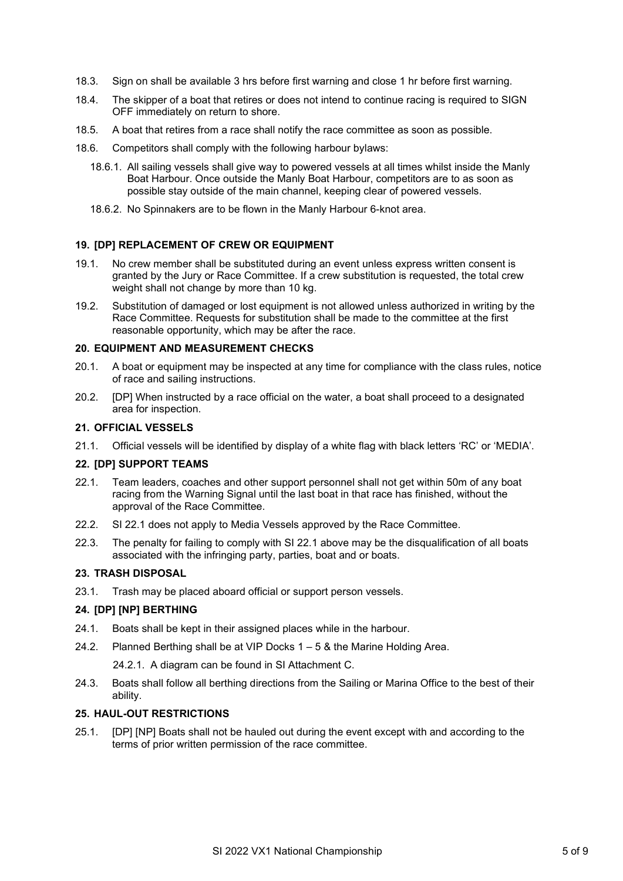18.3. Sign on shall be available 3 hrs before first warning and close 1 hr before first warning.

18.4. The skipper of a boat that retires or does not intend to continue racing is required to SIGN OFF immediately on return to shore.

18.5. A boat that retires from a race shall notify the race committee as soon as possible.

18.6. Competitors shall comply with the following harbour bylaws:

- 18.6.1. All sailing vessels shall give way to powered vessels at all times whilst inside the Manly Boat Harbour. Once outside the Manly Boat Harbour, competitors are to as soon as possible stay outside of the main channel, keeping clear of powered vessels.
- 18.6.2. No Spinnakers are to be flown in the Manly Harbour 6-knot area.

## 19. [DP] REPLACEMENT OF CREW OR EQUIPMENT

19.1. No crew member shall be substituted during an event unless express written consent is granted by the Jury or Race Committee. If a crew substitution is requested, the total crew weight shall not change by more than 10 kg.

19.2. Substitution of damaged or lost equipment is not allowed unless authorized in writing by the Race Committee. Requests for substitution shall be made to the committee at the first reasonable opportunity, which may be after the race.

## 20. EQUIPMENT AND MEASUREMENT CHECKS

20.1. A boat or equipment may be inspected at any time for compliance with the class rules, notice of race and sailing instructions.

20.2. [DP] When instructed by a race official on the water, a boat shall proceed to a designated area for inspection.

## 21. OFFICIAL VESSELS

21.1. Official vessels will be identified by display of a white flag with black letters 'RC' or 'MEDIA'.

## 22. [DP] SUPPORT TEAMS

22.1. Team leaders, coaches and other support personnel shall not get within 50m of any boat racing from the Warning Signal until the last boat in that race has finished, without the approval of the Race Committee.

22.2. SI 22.1 does not apply to Media Vessels approved by the Race Committee.

22.3. The penalty for failing to comply with SI 22.1 above may be the disqualification of all boats associated with the infringing party, parties, boat and or boats.

## 23. TRASH DISPOSAL

23.1. Trash may be placed aboard official or support person vessels.

## 24. [DP] [NP] BERTHING

24.1. Boats shall be kept in their assigned places while in the harbour.

24.2. Planned Berthing shall be at VIP Docks 1 – 5 & the Marine Holding Area.

- 24.2.1. A diagram can be found in SI Attachment C.

24.3. Boats shall follow all berthing directions from the Sailing or Marina Office to the best of their ability.

## 25. HAUL-OUT RESTRICTIONS

25.1. [DP] [NP] Boats shall not be hauled out during the event except with and according to the terms of prior written permission of the race committee.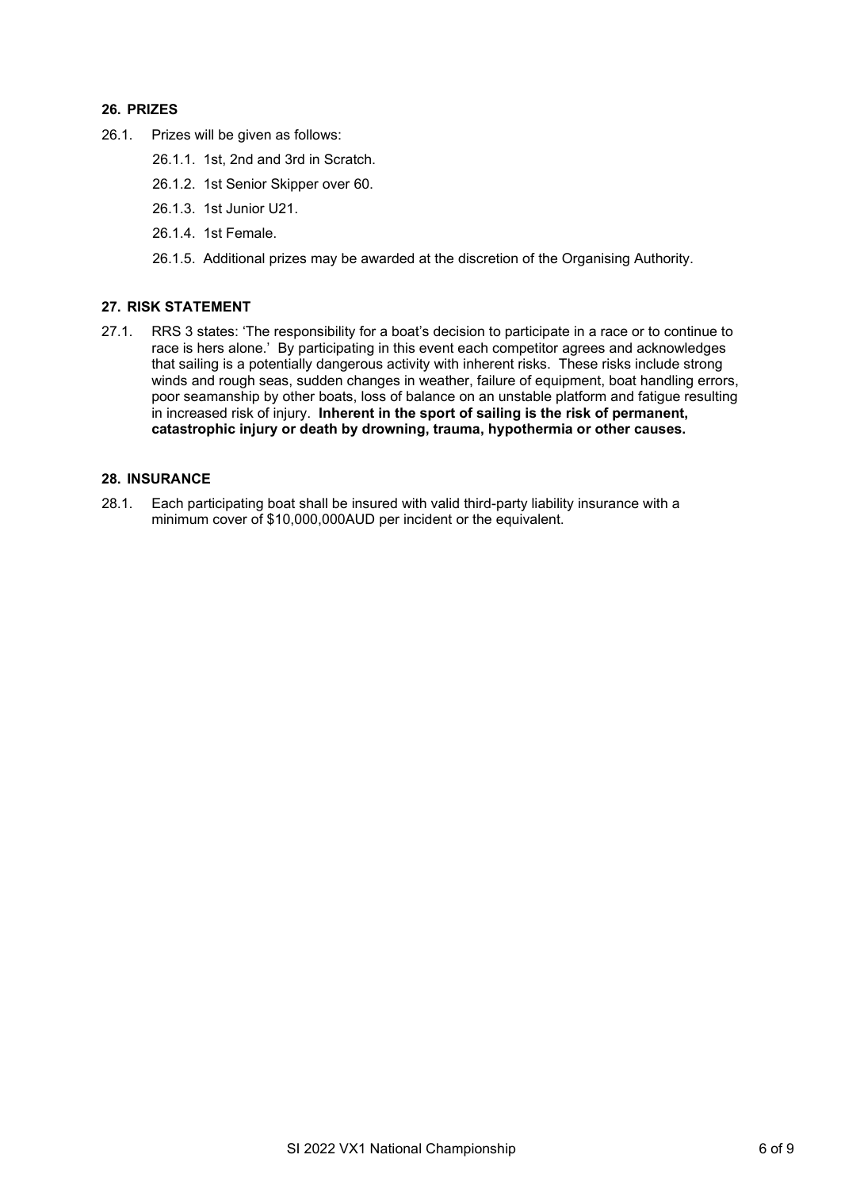## 26. PRIZES

26.1. Prizes will be given as follows:

26.1.1. 1st, 2nd and 3rd in Scratch.

26.1.2. 1st Senior Skipper over 60.

26.1.3. 1st Junior U21.

26.1.4. 1st Female.

26.1.5. Additional prizes may be awarded at the discretion of the Organising Authority.

## 27. RISK STATEMENT

27.1. RRS 3 states: 'The responsibility for a boat's decision to participate in a race or to continue to race is hers alone.' By participating in this event each competitor agrees and acknowledges that sailing is a potentially dangerous activity with inherent risks. These risks include strong winds and rough seas, sudden changes in weather, failure of equipment, boat handling errors, poor seamanship by other boats, loss of balance on an unstable platform and fatigue resulting in increased risk of injury. **Inherent in the sport of sailing is the risk of permanent, catastrophic injury or death by drowning, trauma, hypothermia or other causes.**

## 28. INSURANCE

28.1. Each participating boat shall be insured with valid third-party liability insurance with a minimum cover of $10,000,000AUD per incident or the equivalent.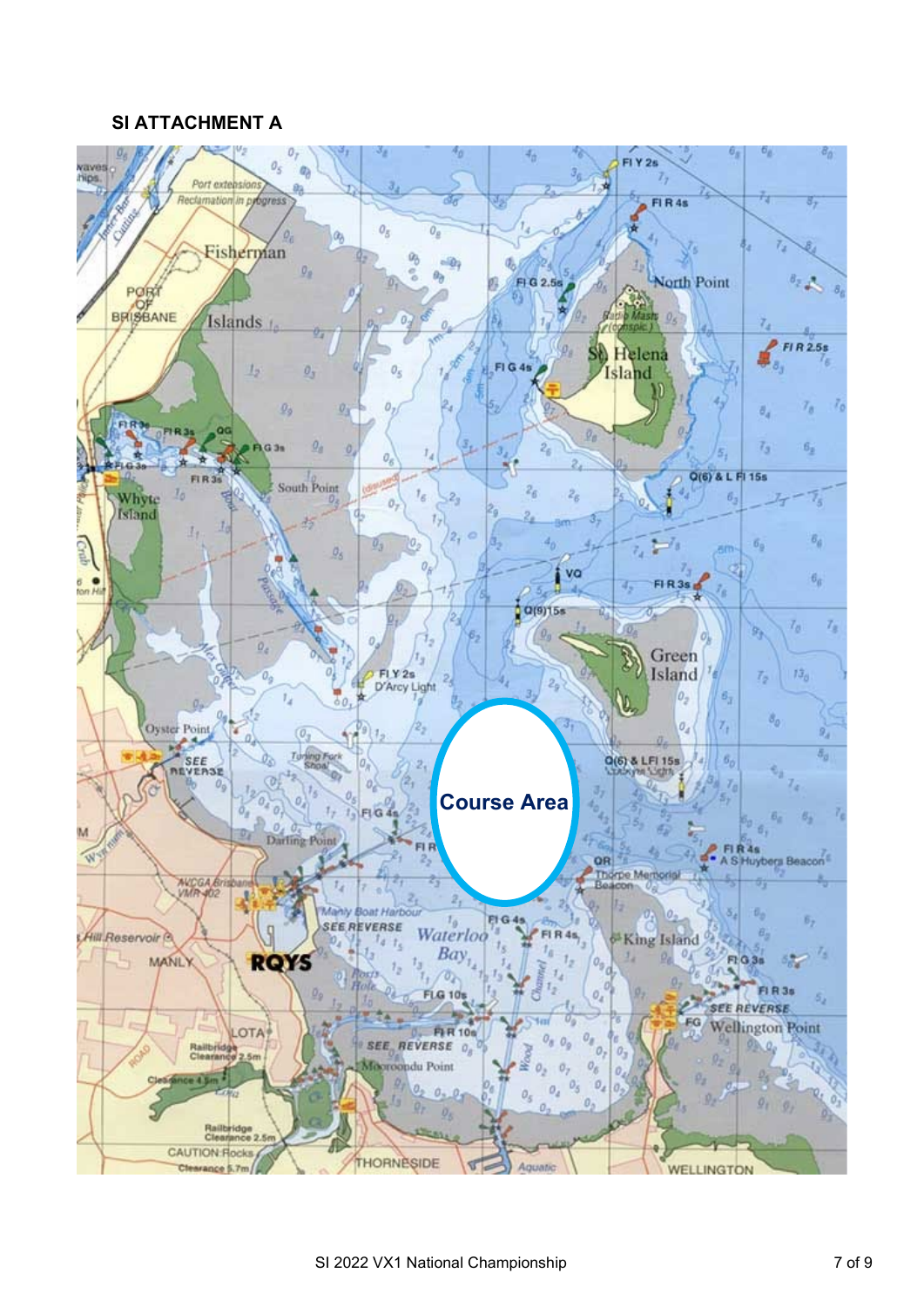## SI ATTACHMENT A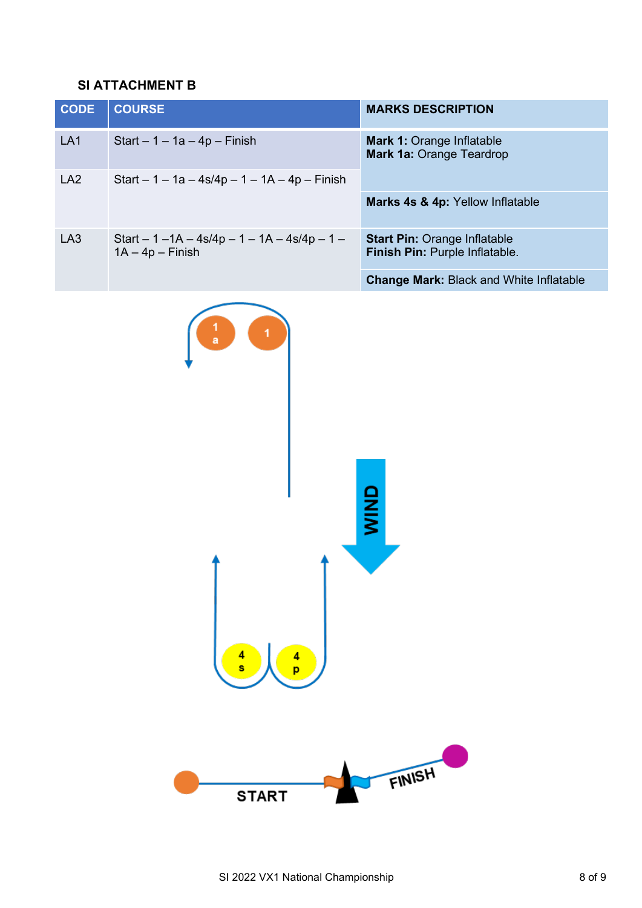## SI ATTACHMENT B

| CODE | COURSE | MARKS DESCRIPTION |
|---|---|---|
| LA1 | Start – 1 – 1a – 4p – Finish | **Mark 1:** Orange Inflatable<br>**Mark 1a:** Orange Teardrop |
| LA2 | Start – 1 – 1a – 4s/4p – 1 – 1A – 4p – Finish | **Marks 4s & 4p:** Yellow Inflatable |
| LA3 | Start – 1 –1A – 4s/4p – 1 – 1A – 4s/4p – 1 – 1A – 4p – Finish | **Start Pin:** Orange Inflatable<br>**Finish Pin:** Purple Inflatable. |
| | | **Change Mark:** Black and White Inflatable |

1a 1

WIND

4s 4p

START FINISH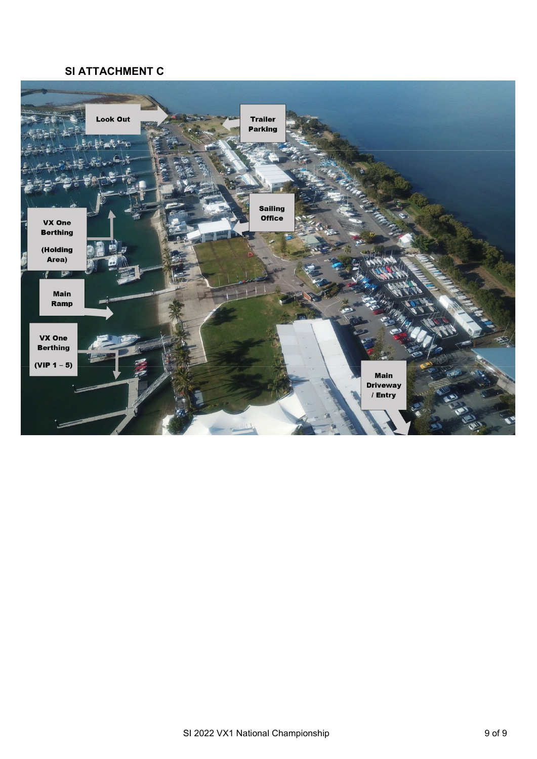## SI ATTACHMENT C

Look Out

Trailer Parking

Sailing Office

VX One Berthing

(Holding Area)

Main Ramp

VX One Berthing

(VIP 1 – 5)

Main Driveway / Entry